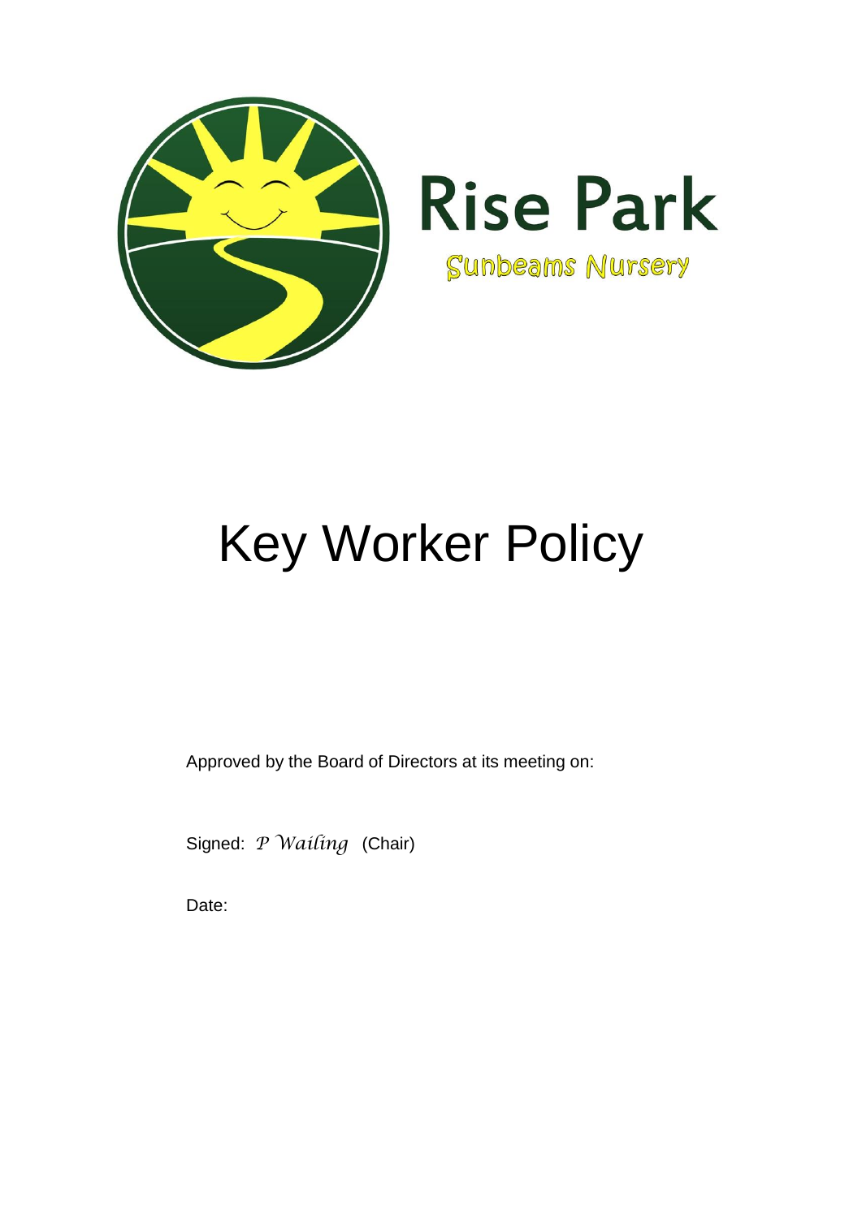Rise Park

Sunbeams Nursery

# Key Worker Policy

Approved by the Board of Directors at its meeting on:

Signed: *P Wailing* (Chair)

Date: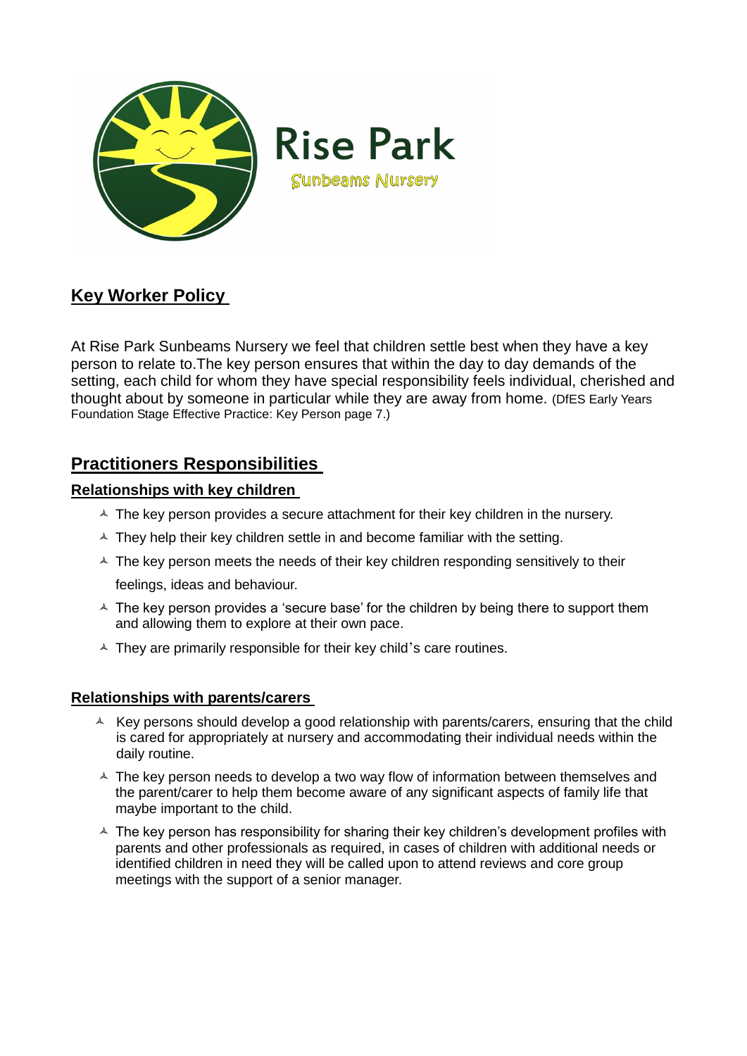Rise Park

Sunbeams Nursery

## Key Worker Policy

At Rise Park Sunbeams Nursery we feel that children settle best when they have a key person to relate to.The key person ensures that within the day to day demands of the setting, each child for whom they have special responsibility feels individual, cherished and thought about by someone in particular while they are away from home. (DfES Early Years Foundation Stage Effective Practice: Key Person page 7.)

## Practitioners Responsibilities

### Relationships with key children

- The key person provides a secure attachment for their key children in the nursery.
- They help their key children settle in and become familiar with the setting.
- The key person meets the needs of their key children responding sensitively to their feelings, ideas and behaviour.
- The key person provides a 'secure base' for the children by being there to support them and allowing them to explore at their own pace.
- They are primarily responsible for their key child's care routines.

### Relationships with parents/carers

- Key persons should develop a good relationship with parents/carers, ensuring that the child is cared for appropriately at nursery and accommodating their individual needs within the daily routine.
- The key person needs to develop a two way flow of information between themselves and the parent/carer to help them become aware of any significant aspects of family life that maybe important to the child.
- The key person has responsibility for sharing their key children's development profiles with parents and other professionals as required, in cases of children with additional needs or identified children in need they will be called upon to attend reviews and core group meetings with the support of a senior manager.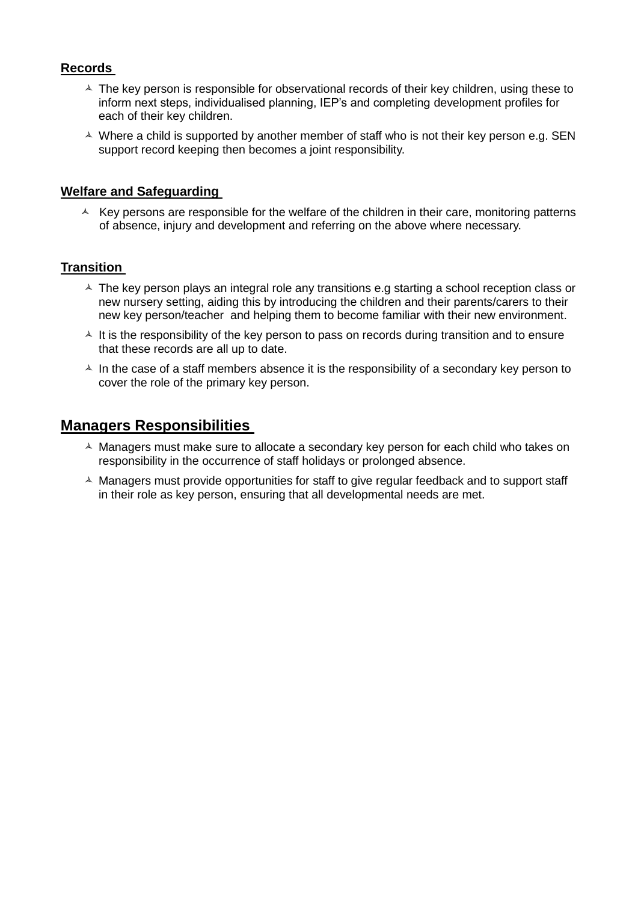**Records**

- The key person is responsible for observational records of their key children, using these to inform next steps, individualised planning, IEP’s and completing development profiles for each of their key children.
- Where a child is supported by another member of staff who is not their key person e.g. SEN support record keeping then becomes a joint responsibility.

**Welfare and Safeguarding**

- Key persons are responsible for the welfare of the children in their care, monitoring patterns of absence, injury and development and referring on the above where necessary.

**Transition**

- The key person plays an integral role any transitions e.g starting a school reception class or new nursery setting, aiding this by introducing the children and their parents/carers to their new key person/teacher  and helping them to become familiar with their new environment.
- It is the responsibility of the key person to pass on records during transition and to ensure that these records are all up to date.
- In the case of a staff members absence it is the responsibility of a secondary key person to cover the role of the primary key person.

## Managers Responsibilities

- Managers must make sure to allocate a secondary key person for each child who takes on responsibility in the occurrence of staff holidays or prolonged absence.
- Managers must provide opportunities for staff to give regular feedback and to support staff in their role as key person, ensuring that all developmental needs are met.